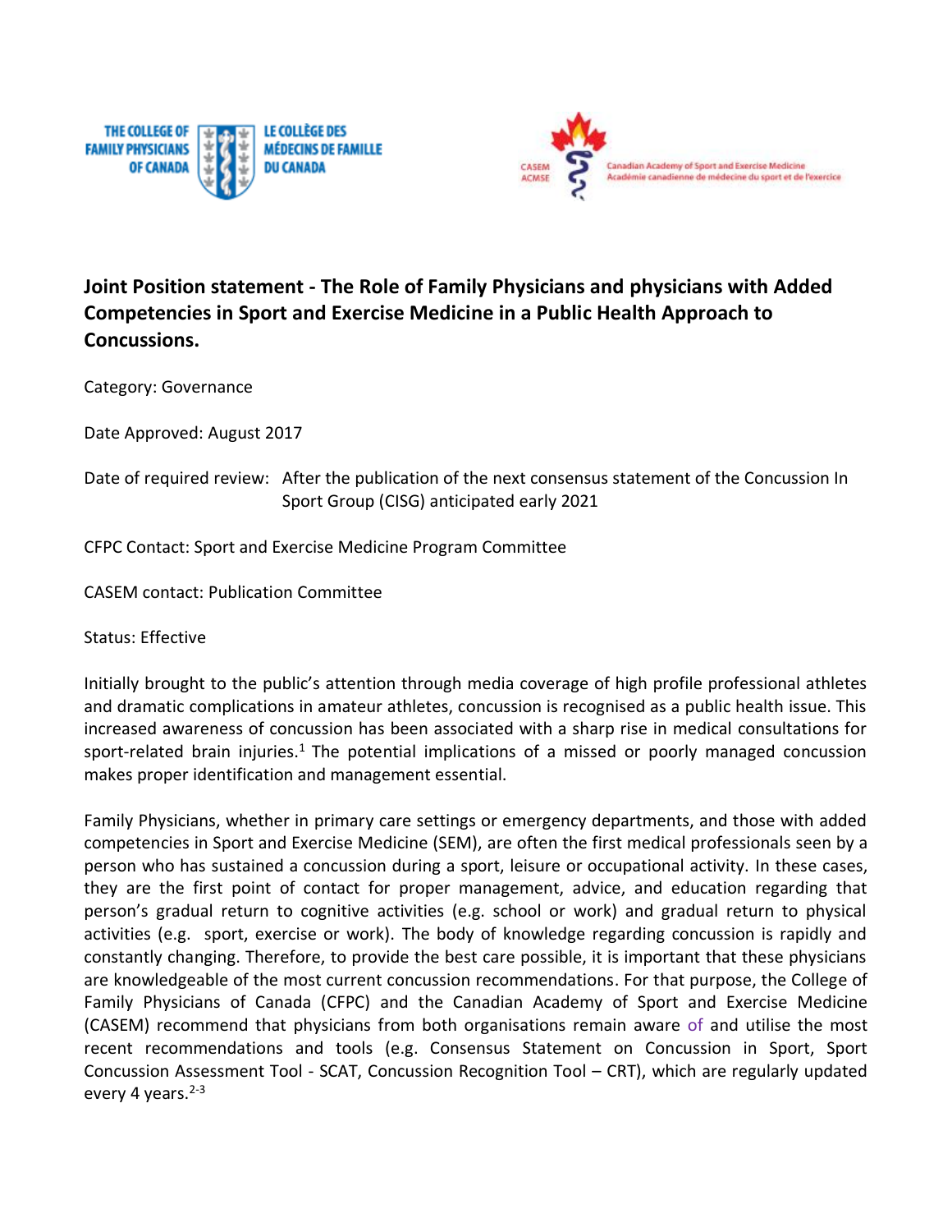THE COLLEGE OF FAMILY PHYSICIANS OF CANADA | LE COLLÈGE DES MÉDECINS DE FAMILLE DU CANADA

CASEM ACMSE — Canadian Academy of Sport and Exercise Medicine | Académie canadienne de médecine du sport et de l'exercice

# Joint Position statement - The Role of Family Physicians and physicians with Added Competencies in Sport and Exercise Medicine in a Public Health Approach to Concussions.

Category: Governance

Date Approved: August 2017

Date of required review: After the publication of the next consensus statement of the Concussion In Sport Group (CISG) anticipated early 2021

CFPC Contact: Sport and Exercise Medicine Program Committee

CASEM contact: Publication Committee

Status: Effective

Initially brought to the public's attention through media coverage of high profile professional athletes and dramatic complications in amateur athletes, concussion is recognised as a public health issue. This increased awareness of concussion has been associated with a sharp rise in medical consultations for sport-related brain injuries.[1] The potential implications of a missed or poorly managed concussion makes proper identification and management essential.

Family Physicians, whether in primary care settings or emergency departments, and those with added competencies in Sport and Exercise Medicine (SEM), are often the first medical professionals seen by a person who has sustained a concussion during a sport, leisure or occupational activity. In these cases, they are the first point of contact for proper management, advice, and education regarding that person's gradual return to cognitive activities (e.g. school or work) and gradual return to physical activities (e.g. sport, exercise or work). The body of knowledge regarding concussion is rapidly and constantly changing. Therefore, to provide the best care possible, it is important that these physicians are knowledgeable of the most current concussion recommendations. For that purpose, the College of Family Physicians of Canada (CFPC) and the Canadian Academy of Sport and Exercise Medicine (CASEM) recommend that physicians from both organisations remain aware of and utilise the most recent recommendations and tools (e.g. Consensus Statement on Concussion in Sport, Sport Concussion Assessment Tool - SCAT, Concussion Recognition Tool – CRT), which are regularly updated every 4 years.[2-3]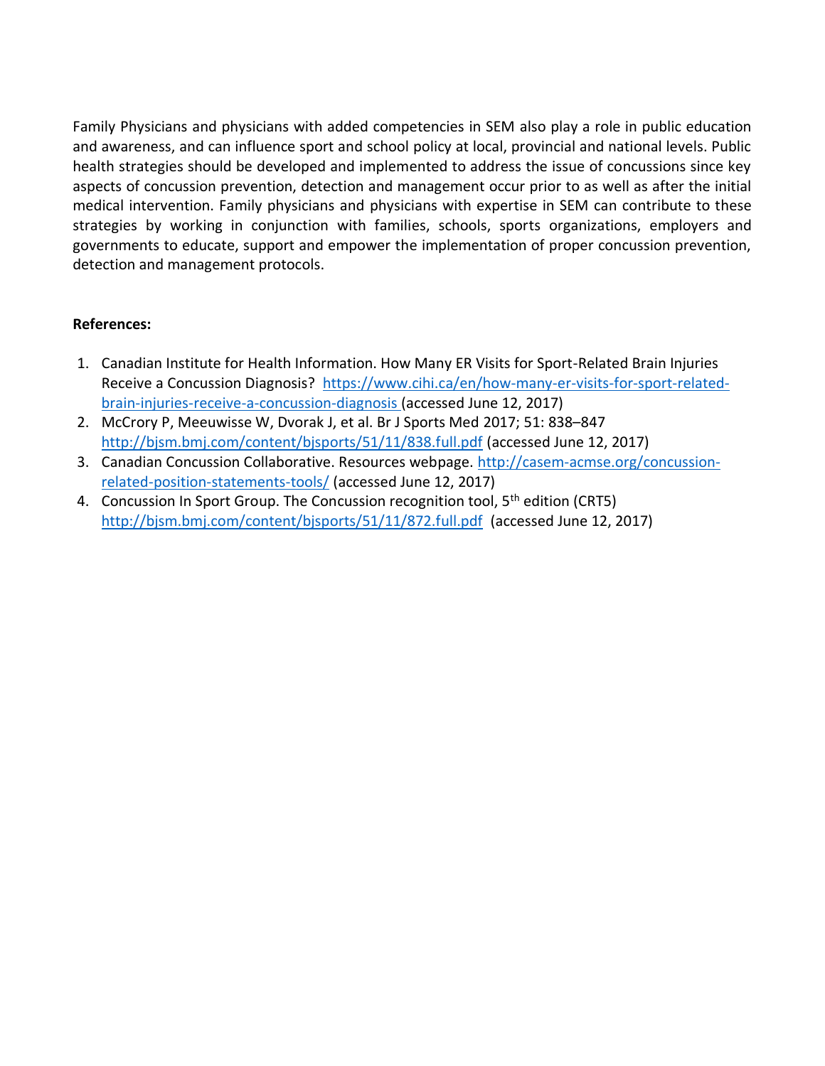Family Physicians and physicians with added competencies in SEM also play a role in public education and awareness, and can influence sport and school policy at local, provincial and national levels. Public health strategies should be developed and implemented to address the issue of concussions since key aspects of concussion prevention, detection and management occur prior to as well as after the initial medical intervention. Family physicians and physicians with expertise in SEM can contribute to these strategies by working in conjunction with families, schools, sports organizations, employers and governments to educate, support and empower the implementation of proper concussion prevention, detection and management protocols.

**References:**

1. Canadian Institute for Health Information. How Many ER Visits for Sport-Related Brain Injuries Receive a Concussion Diagnosis? https://www.cihi.ca/en/how-many-er-visits-for-sport-related-brain-injuries-receive-a-concussion-diagnosis (accessed June 12, 2017)
2. McCrory P, Meeuwisse W, Dvorak J, et al. Br J Sports Med 2017; 51: 838–847 http://bjsm.bmj.com/content/bjsports/51/11/838.full.pdf (accessed June 12, 2017)
3. Canadian Concussion Collaborative. Resources webpage. http://casem-acmse.org/concussion-related-position-statements-tools/ (accessed June 12, 2017)
4. Concussion In Sport Group. The Concussion recognition tool, 5th edition (CRT5) http://bjsm.bmj.com/content/bjsports/51/11/872.full.pdf (accessed June 12, 2017)